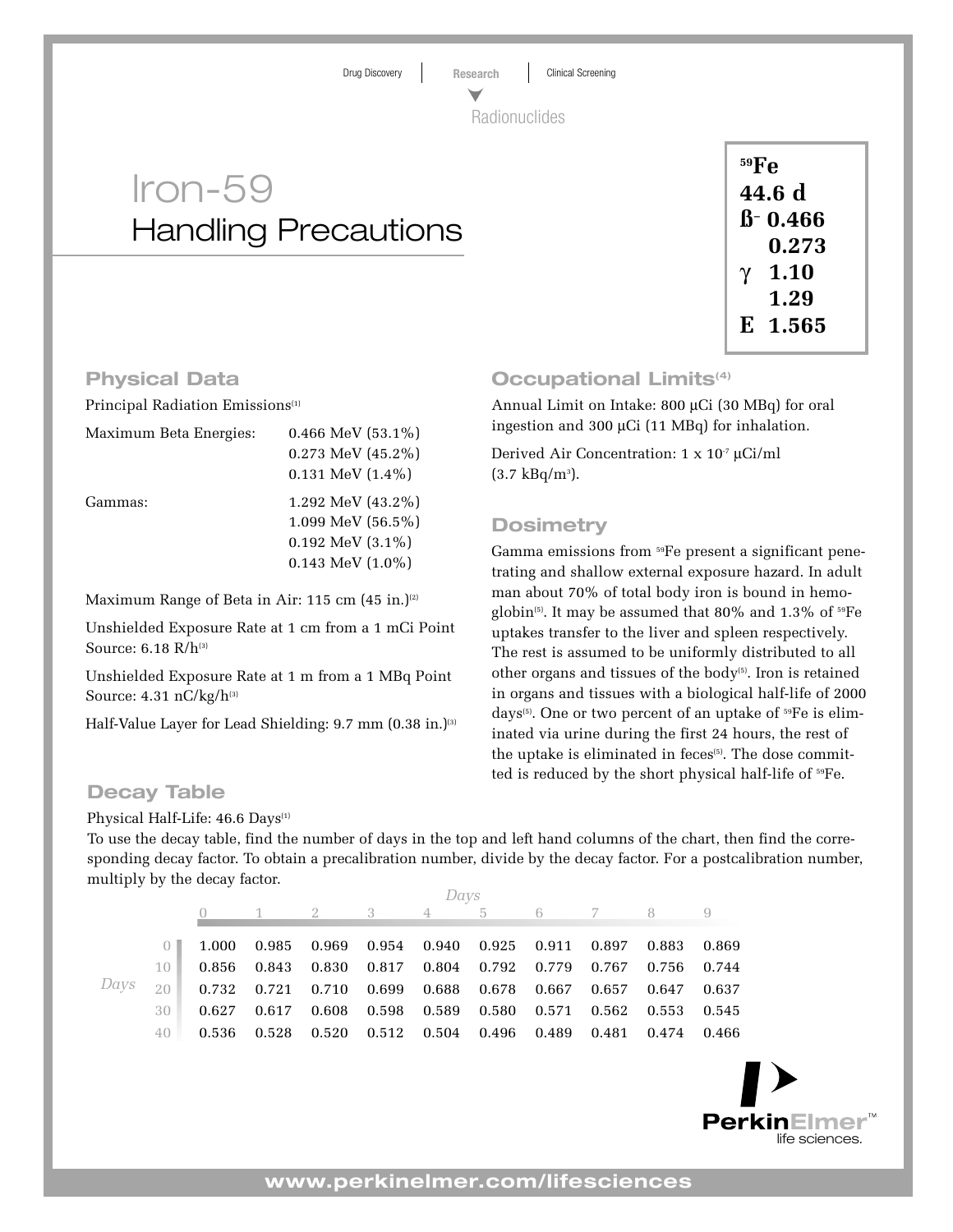Drug Discovery | Research | Clinical Screening

Radionuclides

# Iron-59
## Handling Precautions

**$^{59}$Fe**
**44.6 d**
**ß⁻ 0.466**
**0.273**
**γ 1.10**
**1.29**
**E 1.565**

### Physical Data

Principal Radiation Emissions[1]

| | |
|---|---|
| Maximum Beta Energies: | 0.466 MeV (53.1%) |
| | 0.273 MeV (45.2%) |
| | 0.131 MeV (1.4%) |
| Gammas: | 1.292 MeV (43.2%) |
| | 1.099 MeV (56.5%) |
| | 0.192 MeV (3.1%) |
| | 0.143 MeV (1.0%) |

Maximum Range of Beta in Air: 115 cm (45 in.)[2]

Unshielded Exposure Rate at 1 cm from a 1 mCi Point Source: 6.18 R/h[3]

Unshielded Exposure Rate at 1 m from a 1 MBq Point Source: 4.31 nC/kg/h[3]

Half-Value Layer for Lead Shielding: 9.7 mm (0.38 in.)[3]

### Occupational Limits[4]

Annual Limit on Intake: 800 µCi (30 MBq) for oral ingestion and 300 µCi (11 MBq) for inhalation.

Derived Air Concentration: $1 \times 10^{-7}$ µCi/ml (3.7 kBq/m$^3$).

### Dosimetry

Gamma emissions from $^{59}$Fe present a significant penetrating and shallow external exposure hazard. In adult man about 70% of total body iron is bound in hemoglobin[5]. It may be assumed that 80% and 1.3% of $^{59}$Fe uptakes transfer to the liver and spleen respectively. The rest is assumed to be uniformly distributed to all other organs and tissues of the body[5]. Iron is retained in organs and tissues with a biological half-life of 2000 days[5]. One or two percent of an uptake of $^{59}$Fe is eliminated via urine during the first 24 hours, the rest of the uptake is eliminated in feces[5]. The dose committed is reduced by the short physical half-life of $^{59}$Fe.

### Decay Table

Physical Half-Life: 46.6 Days[1]

To use the decay table, find the number of days in the top and left hand columns of the chart, then find the corresponding decay factor. To obtain a precalibration number, divide by the decay factor. For a postcalibration number, multiply by the decay factor.

| Days | 0 | 1 | 2 | 3 | 4 | 5 | 6 | 7 | 8 | 9 |
|---|---|---|---|---|---|---|---|---|---|---|
| 0 | 1.000 | 0.985 | 0.969 | 0.954 | 0.940 | 0.925 | 0.911 | 0.897 | 0.883 | 0.869 |
| 10 | 0.856 | 0.843 | 0.830 | 0.817 | 0.804 | 0.792 | 0.779 | 0.767 | 0.756 | 0.744 |
| 20 | 0.732 | 0.721 | 0.710 | 0.699 | 0.688 | 0.678 | 0.667 | 0.657 | 0.647 | 0.637 |
| 30 | 0.627 | 0.617 | 0.608 | 0.598 | 0.589 | 0.580 | 0.571 | 0.562 | 0.553 | 0.545 |
| 40 | 0.536 | 0.528 | 0.520 | 0.512 | 0.504 | 0.496 | 0.489 | 0.481 | 0.474 | 0.466 |

PerkinElmer™ life sciences.

www.perkinelmer.com/lifesciences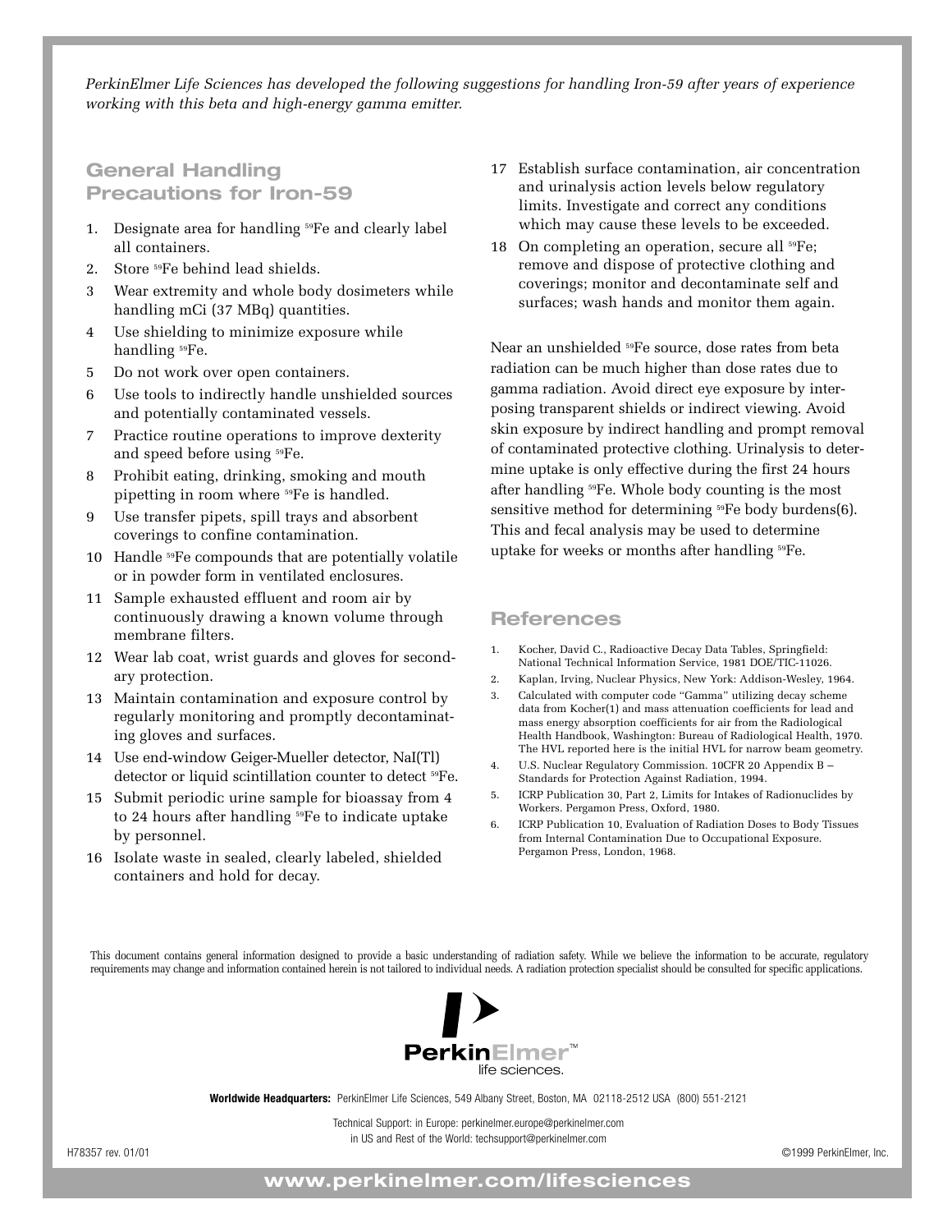*PerkinElmer Life Sciences has developed the following suggestions for handling Iron-59 after years of experience working with this beta and high-energy gamma emitter.*

## General Handling Precautions for Iron-59

1. Designate area for handling $^{59}$Fe and clearly label all containers.
2. Store $^{59}$Fe behind lead shields.
3. Wear extremity and whole body dosimeters while handling mCi (37 MBq) quantities.
4. Use shielding to minimize exposure while handling $^{59}$Fe.
5. Do not work over open containers.
6. Use tools to indirectly handle unshielded sources and potentially contaminated vessels.
7. Practice routine operations to improve dexterity and speed before using $^{59}$Fe.
8. Prohibit eating, drinking, smoking and mouth pipetting in room where $^{59}$Fe is handled.
9. Use transfer pipets, spill trays and absorbent coverings to confine contamination.
10. Handle $^{59}$Fe compounds that are potentially volatile or in powder form in ventilated enclosures.
11. Sample exhausted effluent and room air by continuously drawing a known volume through membrane filters.
12. Wear lab coat, wrist guards and gloves for secondary protection.
13. Maintain contamination and exposure control by regularly monitoring and promptly decontaminating gloves and surfaces.
14. Use end-window Geiger-Mueller detector, NaI(Tl) detector or liquid scintillation counter to detect $^{59}$Fe.
15. Submit periodic urine sample for bioassay from 4 to 24 hours after handling $^{59}$Fe to indicate uptake by personnel.
16. Isolate waste in sealed, clearly labeled, shielded containers and hold for decay.
17. Establish surface contamination, air concentration and urinalysis action levels below regulatory limits. Investigate and correct any conditions which may cause these levels to be exceeded.
18. On completing an operation, secure all $^{59}$Fe; remove and dispose of protective clothing and coverings; monitor and decontaminate self and surfaces; wash hands and monitor them again.

Near an unshielded $^{59}$Fe source, dose rates from beta radiation can be much higher than dose rates due to gamma radiation. Avoid direct eye exposure by interposing transparent shields or indirect viewing. Avoid skin exposure by indirect handling and prompt removal of contaminated protective clothing. Urinalysis to determine uptake is only effective during the first 24 hours after handling $^{59}$Fe. Whole body counting is the most sensitive method for determining $^{59}$Fe body burdens(6). This and fecal analysis may be used to determine uptake for weeks or months after handling $^{59}$Fe.

## References

1. Kocher, David C., Radioactive Decay Data Tables, Springfield: National Technical Information Service, 1981 DOE/TIC-11026.
2. Kaplan, Irving, Nuclear Physics, New York: Addison-Wesley, 1964.
3. Calculated with computer code "Gamma" utilizing decay scheme data from Kocher(1) and mass attenuation coefficients for lead and mass energy absorption coefficients for air from the Radiological Health Handbook, Washington: Bureau of Radiological Health, 1970. The HVL reported here is the initial HVL for narrow beam geometry.
4. U.S. Nuclear Regulatory Commission. 10CFR 20 Appendix B – Standards for Protection Against Radiation, 1994.
5. ICRP Publication 30, Part 2, Limits for Intakes of Radionuclides by Workers. Pergamon Press, Oxford, 1980.
6. ICRP Publication 10, Evaluation of Radiation Doses to Body Tissues from Internal Contamination Due to Occupational Exposure. Pergamon Press, London, 1968.

This document contains general information designed to provide a basic understanding of radiation safety. While we believe the information to be accurate, regulatory requirements may change and information contained herein is not tailored to individual needs. A radiation protection specialist should be consulted for specific applications.

PerkinElmer™ life sciences.

**Worldwide Headquarters:** PerkinElmer Life Sciences, 549 Albany Street, Boston, MA 02118-2512 USA (800) 551-2121

Technical Support: in Europe: perkinelmer.europe@perkinelmer.com
in US and Rest of the World: techsupport@perkinelmer.com

H78357 rev. 01/01

©1999 PerkinElmer, Inc.

**www.perkinelmer.com/lifesciences**